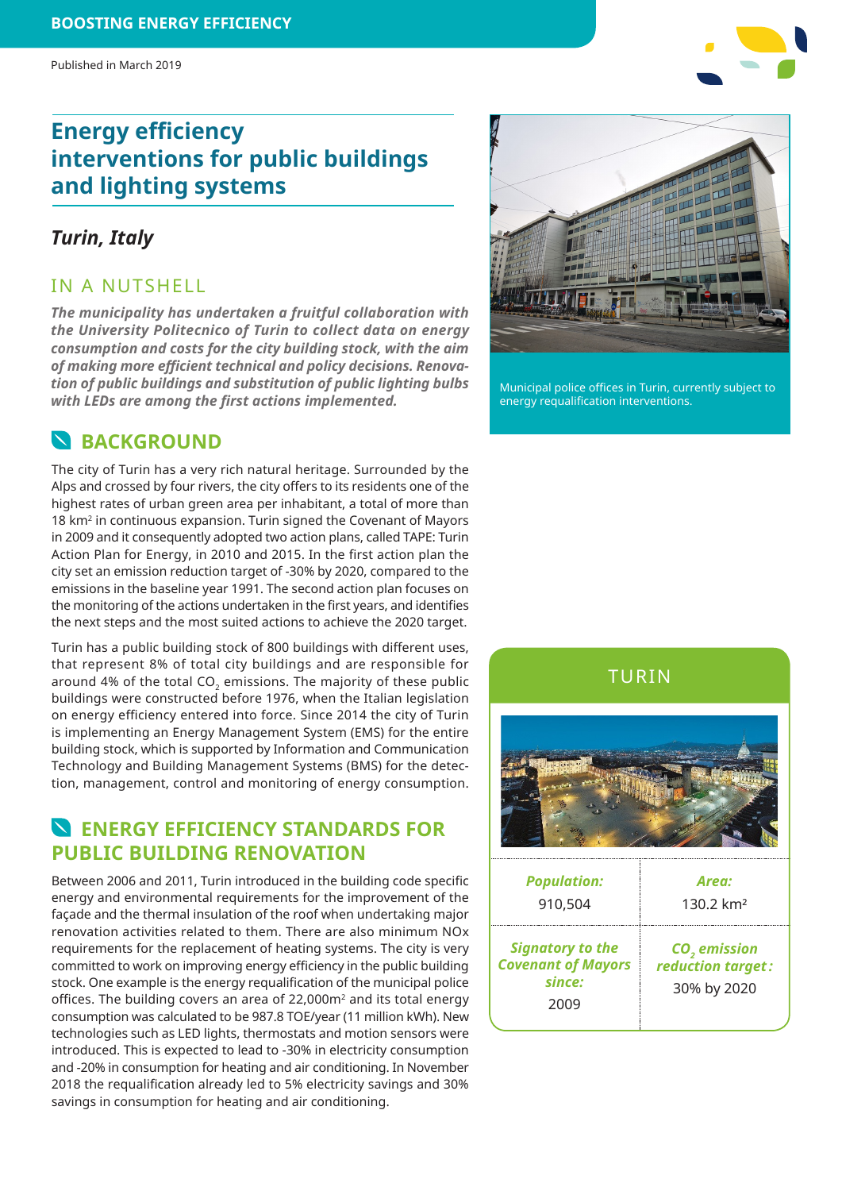BOOSTING ENERGY EFFICIENCY

Published in March 2019

# Energy efficiency interventions for public buildings and lighting systems

## *Turin, Italy*

### IN A NUTSHELL

***The municipality has undertaken a fruitful collaboration with the University Politecnico of Turin to collect data on energy consumption and costs for the city building stock, with the aim of making more efficient technical and policy decisions. Renovation of public buildings and substitution of public lighting bulbs with LEDs are among the first actions implemented.***

Municipal police offices in Turin, currently subject to energy requalification interventions.

## BACKGROUND

The city of Turin has a very rich natural heritage. Surrounded by the Alps and crossed by four rivers, the city offers to its residents one of the highest rates of urban green area per inhabitant, a total of more than 18 km² in continuous expansion. Turin signed the Covenant of Mayors in 2009 and it consequently adopted two action plans, called TAPE: Turin Action Plan for Energy, in 2010 and 2015. In the first action plan the city set an emission reduction target of -30% by 2020, compared to the emissions in the baseline year 1991. The second action plan focuses on the monitoring of the actions undertaken in the first years, and identifies the next steps and the most suited actions to achieve the 2020 target.

Turin has a public building stock of 800 buildings with different uses, that represent 8% of total city buildings and are responsible for around 4% of the total $CO_2$ emissions. The majority of these public buildings were constructed before 1976, when the Italian legislation on energy efficiency entered into force. Since 2014 the city of Turin is implementing an Energy Management System (EMS) for the entire building stock, which is supported by Information and Communication Technology and Building Management Systems (BMS) for the detection, management, control and monitoring of energy consumption.

## ENERGY EFFICIENCY STANDARDS FOR PUBLIC BUILDING RENOVATION

Between 2006 and 2011, Turin introduced in the building code specific energy and environmental requirements for the improvement of the façade and the thermal insulation of the roof when undertaking major renovation activities related to them. There are also minimum NOx requirements for the replacement of heating systems. The city is very committed to work on improving energy efficiency in the public building stock. One example is the energy requalification of the municipal police offices. The building covers an area of 22,000m² and its total energy consumption was calculated to be 987.8 TOE/year (11 million kWh). New technologies such as LED lights, thermostats and motion sensors were introduced. This is expected to lead to -30% in electricity consumption and -20% in consumption for heating and air conditioning. In November 2018 the requalification already led to 5% electricity savings and 30% savings in consumption for heating and air conditioning.

### TURIN

| ***Population:*** | ***Area:*** |
|---|---|
| 910,504 | 130.2 km² |
| ***Signatory to the Covenant of Mayors since:*** 2009 | ***$CO_2$ emission reduction target:*** 30% by 2020 |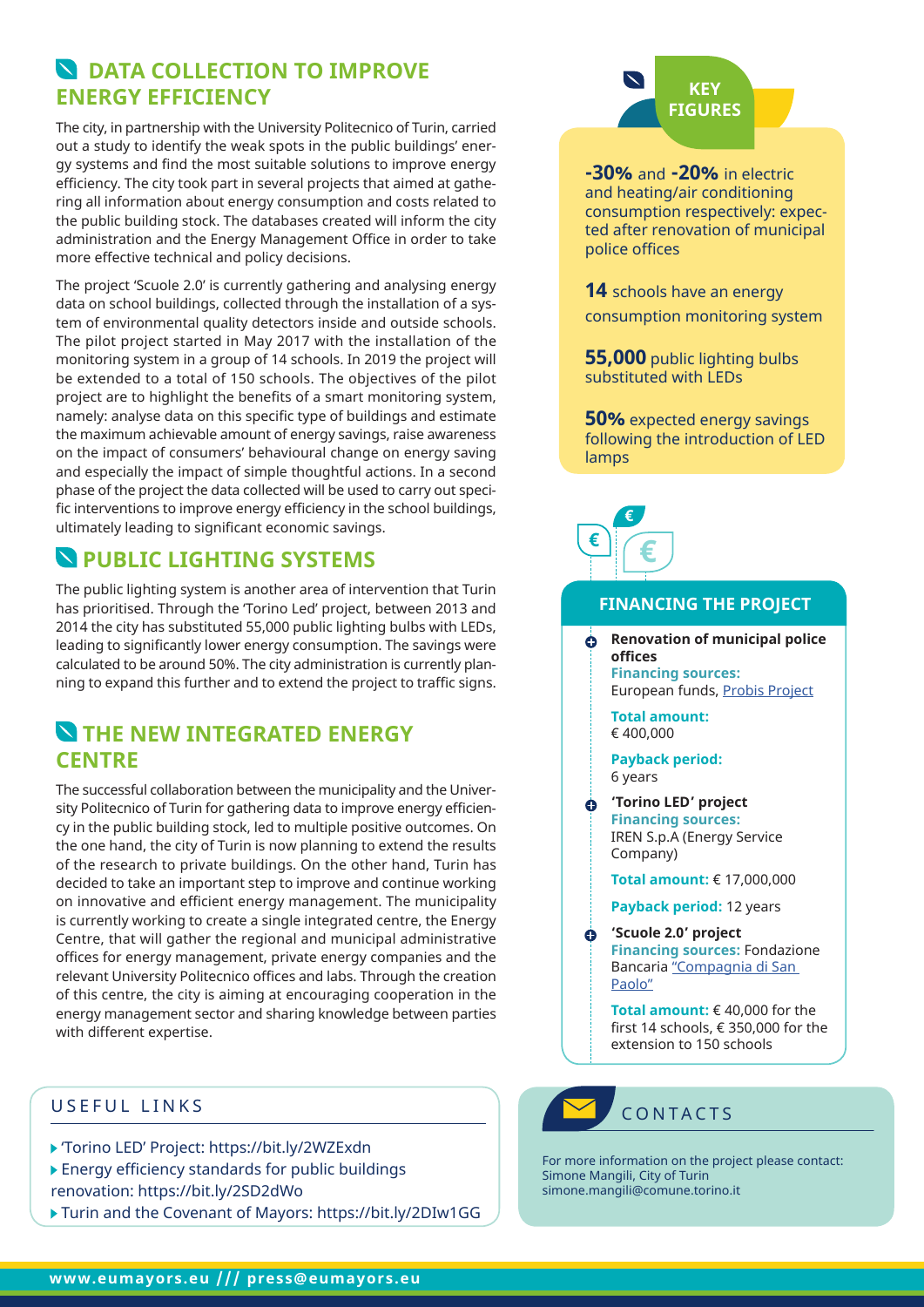## DATA COLLECTION TO IMPROVE ENERGY EFFICIENCY

The city, in partnership with the University Politecnico of Turin, carried out a study to identify the weak spots in the public buildings' energy systems and find the most suitable solutions to improve energy efficiency. The city took part in several projects that aimed at gathering all information about energy consumption and costs related to the public building stock. The databases created will inform the city administration and the Energy Management Office in order to take more effective technical and policy decisions.

The project 'Scuole 2.0' is currently gathering and analysing energy data on school buildings, collected through the installation of a system of environmental quality detectors inside and outside schools. The pilot project started in May 2017 with the installation of the monitoring system in a group of 14 schools. In 2019 the project will be extended to a total of 150 schools. The objectives of the pilot project are to highlight the benefits of a smart monitoring system, namely: analyse data on this specific type of buildings and estimate the maximum achievable amount of energy savings, raise awareness on the impact of consumers' behavioural change on energy saving and especially the impact of simple thoughtful actions. In a second phase of the project the data collected will be used to carry out specific interventions to improve energy efficiency in the school buildings, ultimately leading to significant economic savings.

## PUBLIC LIGHTING SYSTEMS

The public lighting system is another area of intervention that Turin has prioritised. Through the 'Torino Led' project, between 2013 and 2014 the city has substituted 55,000 public lighting bulbs with LEDs, leading to significantly lower energy consumption. The savings were calculated to be around 50%. The city administration is currently planning to expand this further and to extend the project to traffic signs.

## THE NEW INTEGRATED ENERGY CENTRE

The successful collaboration between the municipality and the University Politecnico of Turin for gathering data to improve energy efficiency in the public building stock, led to multiple positive outcomes. On the one hand, the city of Turin is now planning to extend the results of the research to private buildings. On the other hand, Turin has decided to take an important step to improve and continue working on innovative and efficient energy management. The municipality is currently working to create a single integrated centre, the Energy Centre, that will gather the regional and municipal administrative offices for energy management, private energy companies and the relevant University Politecnico offices and labs. Through the creation of this centre, the city is aiming at encouraging cooperation in the energy management sector and sharing knowledge between parties with different expertise.

## KEY FIGURES

**-30%** and **-20%** in electric and heating/air conditioning consumption respectively: expected after renovation of municipal police offices

**14** schools have an energy consumption monitoring system

**55,000** public lighting bulbs substituted with LEDs

**50%** expected energy savings following the introduction of LED lamps

## FINANCING THE PROJECT

- **Renovation of municipal police offices**
  **Financing sources:** European funds, Probis Project
  **Total amount:** € 400,000
  **Payback period:** 6 years

- **'Torino LED' project**
  **Financing sources:** IREN S.p.A (Energy Service Company)
  **Total amount:** € 17,000,000
  **Payback period:** 12 years

- **'Scuole 2.0' project**
  **Financing sources:** Fondazione Bancaria "Compagnia di San Paolo"
  **Total amount:** € 40,000 for the first 14 schools, € 350,000 for the extension to 150 schools

## USEFUL LINKS

- 'Torino LED' Project: https://bit.ly/2WZExdn
- Energy efficiency standards for public buildings renovation: https://bit.ly/2SD2dWo
- Turin and the Covenant of Mayors: https://bit.ly/2DIw1GG

## CONTACTS

For more information on the project please contact:
Simone Mangili, City of Turin
simone.mangili@comune.torino.it

**www.eumayors.eu /// press@eumayors.eu**